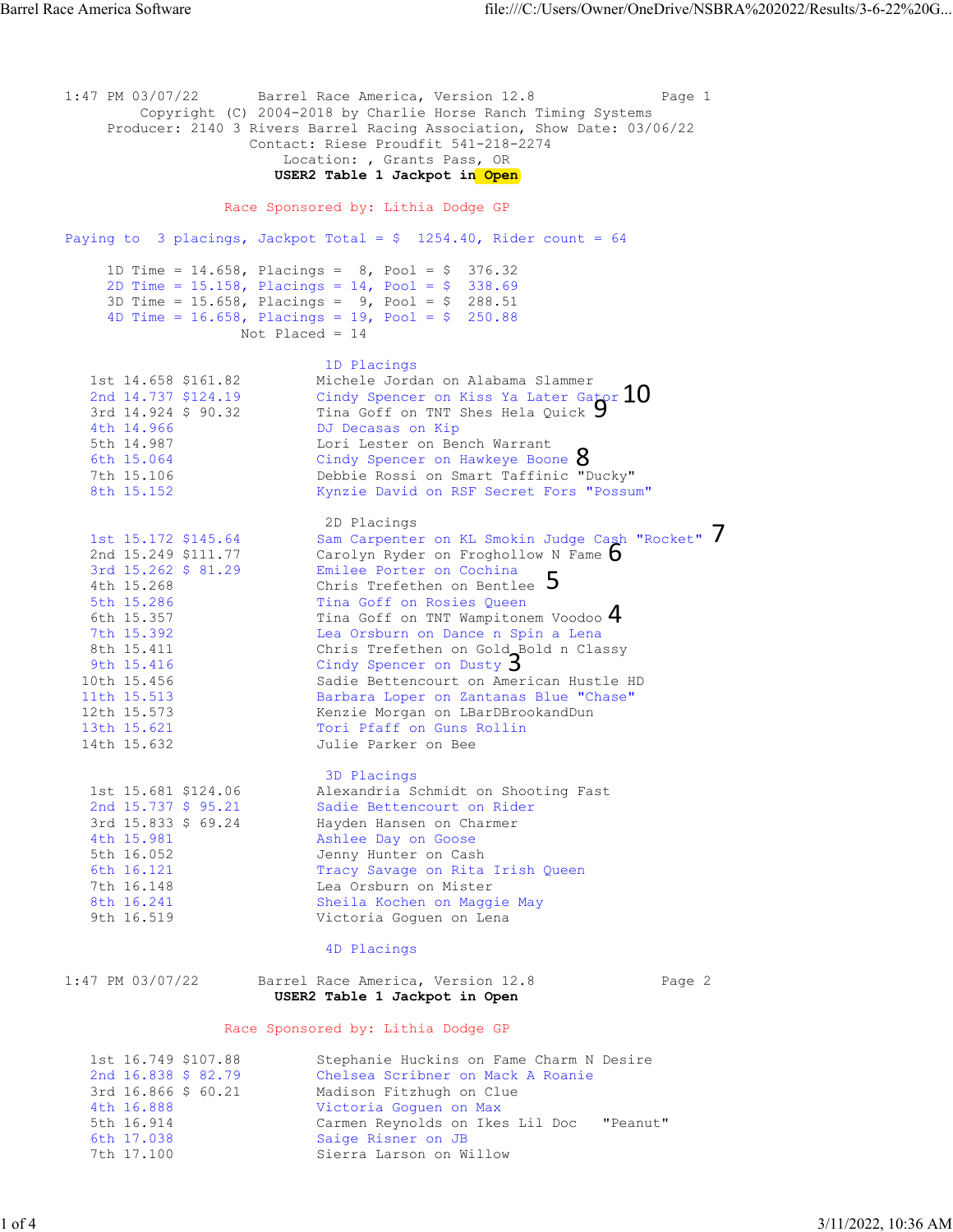1:47 PM 03/07/22 Barrel Race America, Version 12.8

Copyright (C) 2004-2018 by Charlie Horse Ranch Timing Systems

Producer: 2140 3 Rivers Barrel Racing Association, Show Date: 03/06/22

Contact: Riese Proudfit 541-218-2274

Location: , Grants Pass, OR

**USER2 Table 1 Jackpot in Open**

Race Sponsored by: Lithia Dodge GP

Paying to 3 placings, Jackpot Total = $ 1254.40, Rider count = 64

| Division | Time | Placings | Pool |
|---|---|---|---|
| 1D | 14.658 | 8 | $ 376.32 |
| 2D | 15.158 | 14 | $ 338.69 |
| 3D | 15.658 | 9 | $ 288.51 |
| 4D | 16.658 | 19 | $ 250.88 |

Not Placed = 14

### 1D Placings

| Place | Time | Payout | Rider / Horse | |
|---|---|---|---|---|
| 1st | 14.658 | $161.82 | Michele Jordan on Alabama Slammer | |
| 2nd | 14.737 | $124.19 | Cindy Spencer on Kiss Ya Later Gator | 10 |
| 3rd | 14.924 | $ 90.32 | Tina Goff on TNT Shes Hela Quick | 9 |
| 4th | 14.966 | | DJ Decasas on Kip | |
| 5th | 14.987 | | Lori Lester on Bench Warrant | |
| 6th | 15.064 | | Cindy Spencer on Hawkeye Boone | 8 |
| 7th | 15.106 | | Debbie Rossi on Smart Taffinic "Ducky" | |
| 8th | 15.152 | | Kynzie David on RSF Secret Fors "Possum" | |

### 2D Placings

| Place | Time | Payout | Rider / Horse | |
|---|---|---|---|---|
| 1st | 15.172 | $145.64 | Sam Carpenter on KL Smokin Judge Cash "Rocket" | 7 |
| 2nd | 15.249 | $111.77 | Carolyn Ryder on Froghollow N Fame | 6 |
| 3rd | 15.262 | $ 81.29 | Emilee Porter on Cochina | |
| 4th | 15.268 | | Chris Trefethen on Bentlee | 5 |
| 5th | 15.286 | | Tina Goff on Rosies Queen | |
| 6th | 15.357 | | Tina Goff on TNT Wampitonem Voodoo | 4 |
| 7th | 15.392 | | Lea Orsburn on Dance n Spin a Lena | |
| 8th | 15.411 | | Chris Trefethen on Gold Bold n Classy | |
| 9th | 15.416 | | Cindy Spencer on Dusty | 3 |
| 10th | 15.456 | | Sadie Bettencourt on American Hustle HD | |
| 11th | 15.513 | | Barbara Loper on Zantanas Blue "Chase" | |
| 12th | 15.573 | | Kenzie Morgan on LBarDBrookandDun | |
| 13th | 15.621 | | Tori Pfaff on Guns Rollin | |
| 14th | 15.632 | | Julie Parker on Bee | |

### 3D Placings

| Place | Time | Payout | Rider / Horse |
|---|---|---|---|
| 1st | 15.681 | $124.06 | Alexandria Schmidt on Shooting Fast |
| 2nd | 15.737 | $ 95.21 | Sadie Bettencourt on Rider |
| 3rd | 15.833 | $ 69.24 | Hayden Hansen on Charmer |
| 4th | 15.981 | | Ashlee Day on Goose |
| 5th | 16.052 | | Jenny Hunter on Cash |
| 6th | 16.121 | | Tracy Savage on Rita Irish Queen |
| 7th | 16.148 | | Lea Orsburn on Mister |
| 8th | 16.241 | | Sheila Kochen on Maggie May |
| 9th | 16.519 | | Victoria Goguen on Lena |

### 4D Placings

| Place | Time | Payout | Rider / Horse |
|---|---|---|---|
| 1st | 16.749 | $107.88 | Stephanie Huckins on Fame Charm N Desire |
| 2nd | 16.838 | $ 82.79 | Chelsea Scribner on Mack A Roanie |
| 3rd | 16.866 | $ 60.21 | Madison Fitzhugh on Clue |
| 4th | 16.888 | | Victoria Goguen on Max |
| 5th | 16.914 | | Carmen Reynolds on Ikes Lil Doc "Peanut" |
| 6th | 17.038 | | Saige Risner on JB |
| 7th | 17.100 | | Sierra Larson on Willow |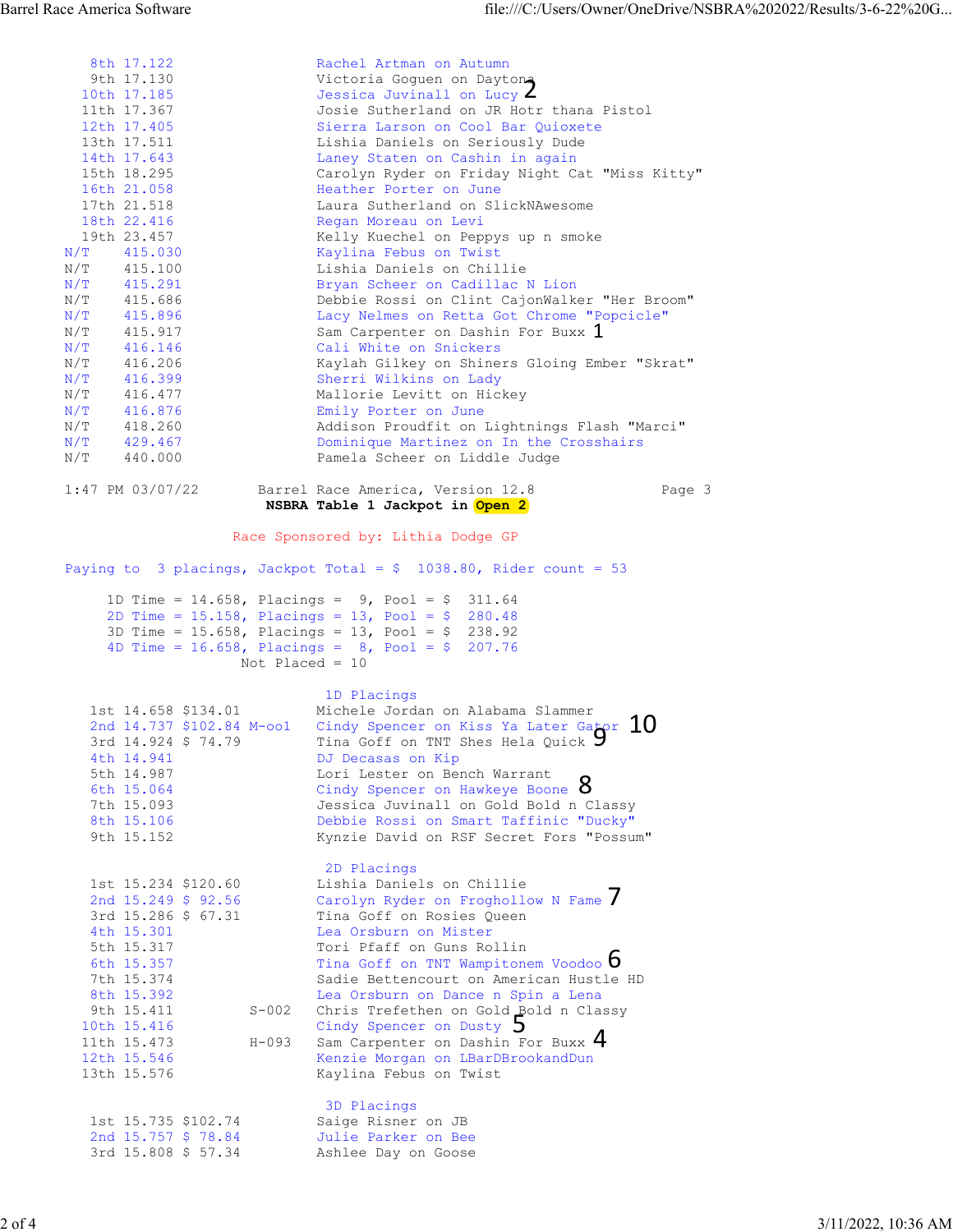| Place | Time | Rider |
|---|---|---|
| 8th | 17.122 | Rachel Artman on Autumn |
| 9th | 17.130 | Victoria Goguen on Daytona 2 |
| 10th | 17.185 | Jessica Juvinall on Lucy |
| 11th | 17.367 | Josie Sutherland on JR Hotr thana Pistol |
| 12th | 17.405 | Sierra Larson on Cool Bar Quioxete |
| 13th | 17.511 | Lishia Daniels on Seriously Dude |
| 14th | 17.643 | Laney Staten on Cashin in again |
| 15th | 18.295 | Carolyn Ryder on Friday Night Cat "Miss Kitty" |
| 16th | 21.058 | Heather Porter on June |
| 17th | 21.518 | Laura Sutherland on SlickNAwesome |
| 18th | 22.416 | Regan Moreau on Levi |
| 19th | 23.457 | Kelly Kuechel on Peppys up n smoke |
| N/T | 415.030 | Kaylina Febus on Twist |
| N/T | 415.100 | Lishia Daniels on Chillie |
| N/T | 415.291 | Bryan Scheer on Cadillac N Lion |
| N/T | 415.686 | Debbie Rossi on Clint CajonWalker "Her Broom" |
| N/T | 415.896 | Lacy Nelmes on Retta Got Chrome "Popcicle" |
| N/T | 415.917 | Sam Carpenter on Dashin For Buxx 1 |
| N/T | 416.146 | Cali White on Snickers |
| N/T | 416.206 | Kaylah Gilkey on Shiners Gloing Ember "Skrat" |
| N/T | 416.399 | Sherri Wilkins on Lady |
| N/T | 416.477 | Mallorie Levitt on Hickey |
| N/T | 416.876 | Emily Porter on June |
| N/T | 418.260 | Addison Proudfit on Lightnings Flash "Marci" |
| N/T | 429.467 | Dominique Martinez on In the Crosshairs |
| N/T | 440.000 | Pamela Scheer on Liddle Judge |

1:47 PM 03/07/22 Barrel Race America, Version 12.8 Page 3

## NSBRA Table 1 Jackpot in Open 2

Race Sponsored by: Lithia Dodge GP

Paying to 3 placings, Jackpot Total = $ 1038.80, Rider count = 53

| Division | Time | Placings | Pool |
|---|---|---|---|
| 1D | 14.658 | 9 | $ 311.64 |
| 2D | 15.158 | 13 | $ 280.48 |
| 3D | 15.658 | 13 | $ 238.92 |
| 4D | 16.658 | 8 | $ 207.76 |

Not Placed = 10

### 1D Placings

| Place | Time | Payout | Note | Rider |
|---|---|---|---|---|
| 1st | 14.658 | $134.01 | | Michele Jordan on Alabama Slammer |
| 2nd | 14.737 | $102.84 | M-ool | Cindy Spencer on Kiss Ya Later Gator 10 |
| 3rd | 14.924 | $ 74.79 | | Tina Goff on TNT Shes Hela Quick 9 |
| 4th | 14.941 | | | DJ Decasas on Kip |
| 5th | 14.987 | | | Lori Lester on Bench Warrant |
| 6th | 15.064 | | | Cindy Spencer on Hawkeye Boone 8 |
| 7th | 15.093 | | | Jessica Juvinall on Gold Bold n Classy |
| 8th | 15.106 | | | Debbie Rossi on Smart Taffinic "Ducky" |
| 9th | 15.152 | | | Kynzie David on RSF Secret Fors "Possum" |

### 2D Placings

| Place | Time | Payout | Note | Rider |
|---|---|---|---|---|
| 1st | 15.234 | $120.60 | | Lishia Daniels on Chillie |
| 2nd | 15.249 | $ 92.56 | | Carolyn Ryder on Froghollow N Fame 7 |
| 3rd | 15.286 | $ 67.31 | | Tina Goff on Rosies Queen |
| 4th | 15.301 | | | Lea Orsburn on Mister |
| 5th | 15.317 | | | Tori Pfaff on Guns Rollin |
| 6th | 15.357 | | | Tina Goff on TNT Wampitonem Voodoo 6 |
| 7th | 15.374 | | | Sadie Bettencourt on American Hustle HD |
| 8th | 15.392 | | | Lea Orsburn on Dance n Spin a Lena |
| 9th | 15.411 | | S-002 | Chris Trefethen on Gold Bold n Classy |
| 10th | 15.416 | | | Cindy Spencer on Dusty 5 |
| 11th | 15.473 | | H-093 | Sam Carpenter on Dashin For Buxx 4 |
| 12th | 15.546 | | | Kenzie Morgan on LBarDBrookandDun |
| 13th | 15.576 | | | Kaylina Febus on Twist |

### 3D Placings

| Place | Time | Payout | Rider |
|---|---|---|---|
| 1st | 15.735 | $102.74 | Saige Risner on JB |
| 2nd | 15.757 | $ 78.84 | Julie Parker on Bee |
| 3rd | 15.808 | $ 57.34 | Ashlee Day on Goose |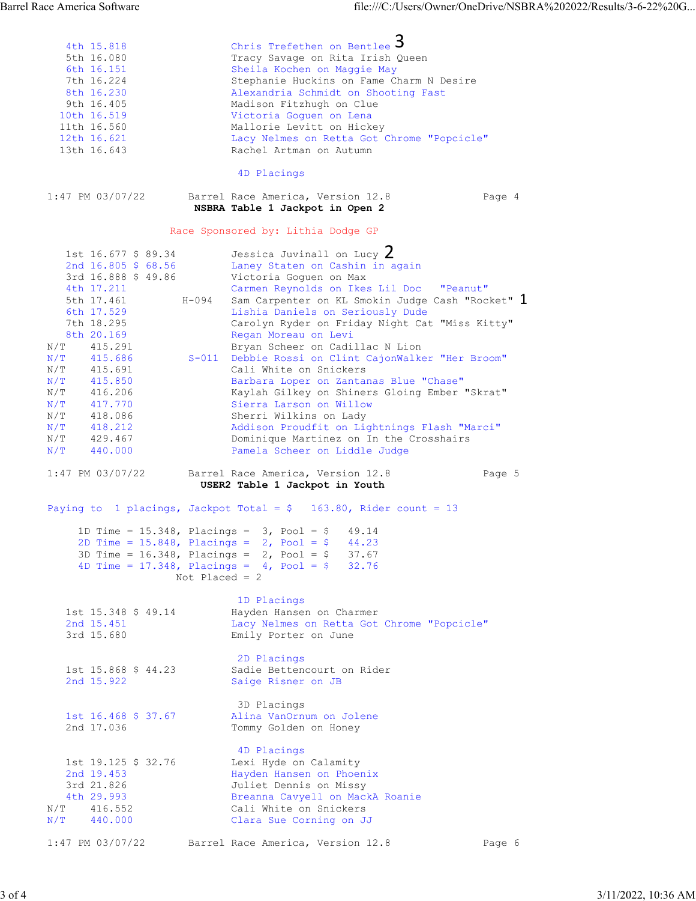| Place | Time | Rider |
|---|---|---|
| 4th | 15.818 | Chris Trefethen on Bentlee 3 |
| 5th | 16.080 | Tracy Savage on Rita Irish Queen |
| 6th | 16.151 | Sheila Kochen on Maggie May |
| 7th | 16.224 | Stephanie Huckins on Fame Charm N Desire |
| 8th | 16.230 | Alexandria Schmidt on Shooting Fast |
| 9th | 16.405 | Madison Fitzhugh on Clue |
| 10th | 16.519 | Victoria Goguen on Lena |
| 11th | 16.560 | Mallorie Levitt on Hickey |
| 12th | 16.621 | Lacy Nelmes on Retta Got Chrome "Popcicle" |
| 13th | 16.643 | Rachel Artman on Autumn |

4D Placings

1:47 PM 03/07/22 Barrel Race America, Version 12.8 Page 4

**NSBRA Table 1 Jackpot in Open 2**

Race Sponsored by: Lithia Dodge GP

| Place | Time | Payout | No. | Rider |
|---|---|---|---|---|
| 1st | 16.677 | $ 89.34 | | Jessica Juvinall on Lucy 2 |
| 2nd | 16.805 | $ 68.56 | | Laney Staten on Cashin in again |
| 3rd | 16.888 | $ 49.86 | | Victoria Goguen on Max |
| 4th | 17.211 | | | Carmen Reynolds on Ikes Lil Doc "Peanut" |
| 5th | 17.461 | | H-094 | Sam Carpenter on KL Smokin Judge Cash "Rocket" 1 |
| 6th | 17.529 | | | Lishia Daniels on Seriously Dude |
| 7th | 18.295 | | | Carolyn Ryder on Friday Night Cat "Miss Kitty" |
| 8th | 20.169 | | | Regan Moreau on Levi |
| N/T | 415.291 | | | Bryan Scheer on Cadillac N Lion |
| N/T | 415.686 | | S-011 | Debbie Rossi on Clint CajonWalker "Her Broom" |
| N/T | 415.691 | | | Cali White on Snickers |
| N/T | 415.850 | | | Barbara Loper on Zantanas Blue "Chase" |
| N/T | 416.206 | | | Kaylah Gilkey on Shiners Gloing Ember "Skrat" |
| N/T | 417.770 | | | Sierra Larson on Willow |
| N/T | 418.086 | | | Sherri Wilkins on Lady |
| N/T | 418.212 | | | Addison Proudfit on Lightnings Flash "Marci" |
| N/T | 429.467 | | | Dominique Martinez on In the Crosshairs |
| N/T | 440.000 | | | Pamela Scheer on Liddle Judge |

1:47 PM 03/07/22 Barrel Race America, Version 12.8 Page 5

**USER2 Table 1 Jackpot in Youth**

Paying to 1 placings, Jackpot Total = $ 163.80, Rider count = 13

| Division | Time | Placings | Pool |
|---|---|---|---|
| 1D | 15.348 | 3 | $ 49.14 |
| 2D | 15.848 | 2 | $ 44.23 |
| 3D | 16.348 | 2 | $ 37.67 |
| 4D | 17.348 | 4 | $ 32.76 |

Not Placed = 2

1D Placings

| Place | Time | Payout | Rider |
|---|---|---|---|
| 1st | 15.348 | $ 49.14 | Hayden Hansen on Charmer |
| 2nd | 15.451 | | Lacy Nelmes on Retta Got Chrome "Popcicle" |
| 3rd | 15.680 | | Emily Porter on June |

2D Placings

| Place | Time | Payout | Rider |
|---|---|---|---|
| 1st | 15.868 | $ 44.23 | Sadie Bettencourt on Rider |
| 2nd | 15.922 | | Saige Risner on JB |

3D Placings

| Place | Time | Payout | Rider |
|---|---|---|---|
| 1st | 16.468 | $ 37.67 | Alina VanOrnum on Jolene |
| 2nd | 17.036 | | Tommy Golden on Honey |

4D Placings

| Place | Time | Payout | Rider |
|---|---|---|---|
| 1st | 19.125 | $ 32.76 | Lexi Hyde on Calamity |
| 2nd | 19.453 | | Hayden Hansen on Phoenix |
| 3rd | 21.826 | | Juliet Dennis on Missy |
| 4th | 29.993 | | Breanna Cavyell on MackA Roanie |
| N/T | 416.552 | | Cali White on Snickers |
| N/T | 440.000 | | Clara Sue Corning on JJ |

1:47 PM 03/07/22 Barrel Race America, Version 12.8 Page 6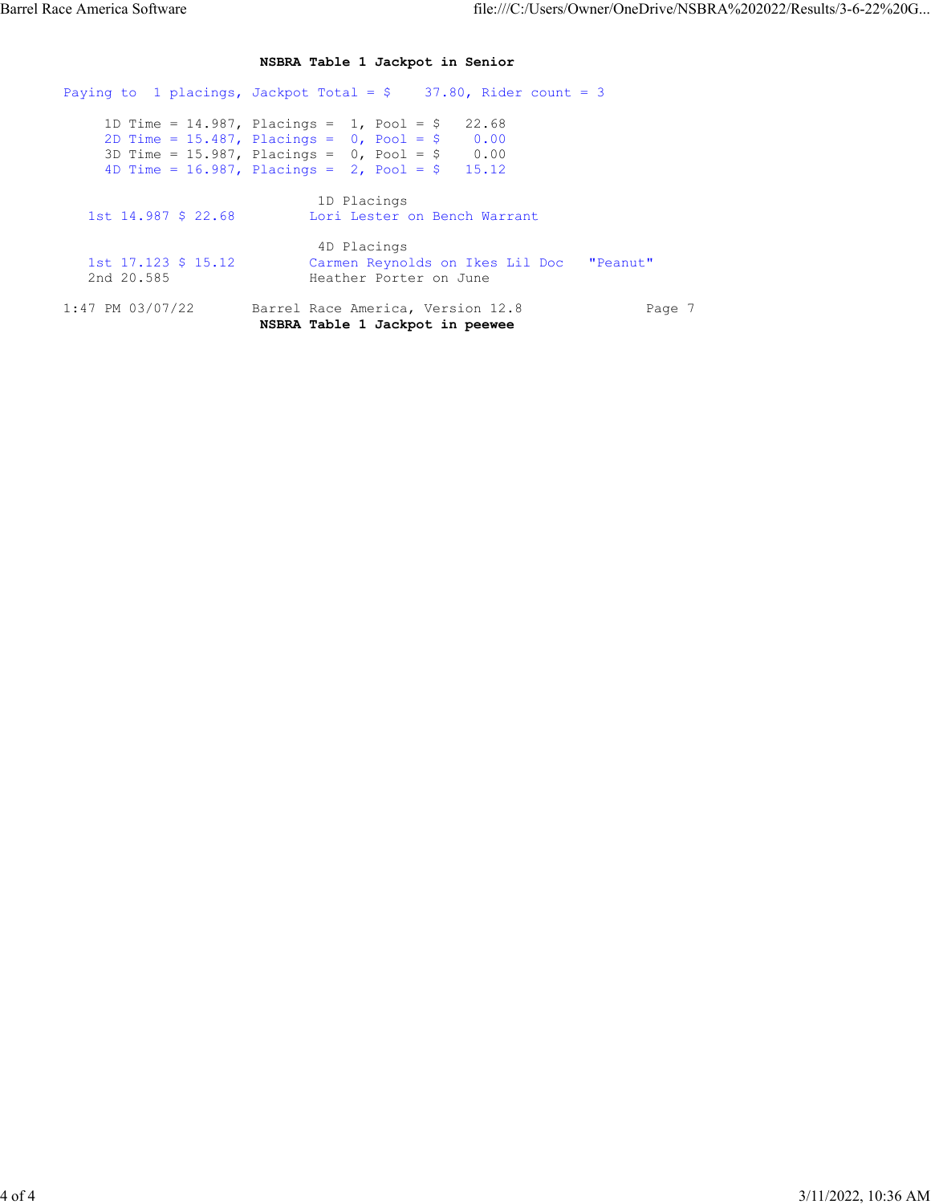**NSBRA Table 1 Jackpot in Senior**

Paying to 1 placings, Jackpot Total = $ 37.80, Rider count = 3

1D Time = 14.987, Placings = 1, Pool = $ 22.68
2D Time = 15.487, Placings = 0, Pool = $ 0.00
3D Time = 15.987, Placings = 0, Pool = $ 0.00
4D Time = 16.987, Placings = 2, Pool = $ 15.12

1D Placings

| | |
|---|---|
| 1st 14.987 $ 22.68 | Lori Lester on Bench Warrant |

4D Placings

| | |
|---|---|
| 1st 17.123 $ 15.12 | Carmen Reynolds on Ikes Lil Doc "Peanut" |
| 2nd 20.585 | Heather Porter on June |

1:47 PM 03/07/22 Barrel Race America, Version 12.8

**NSBRA Table 1 Jackpot in peewee**